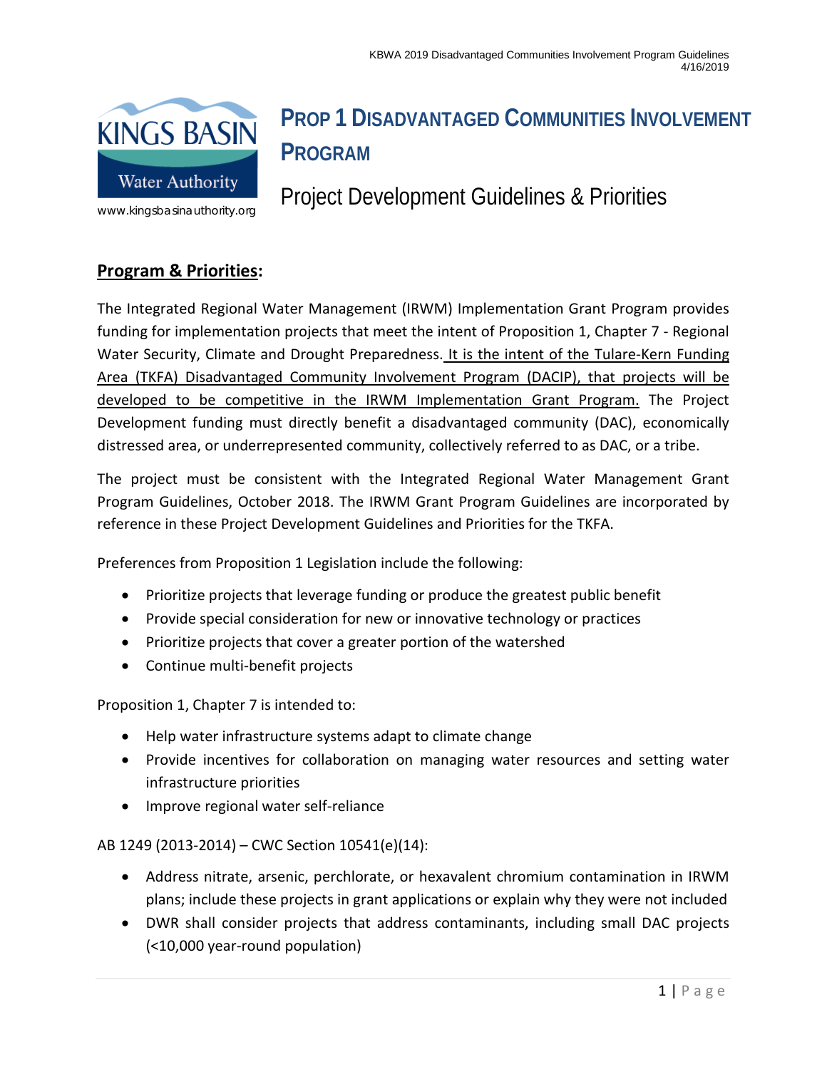# PROP 1 DISADVANTAGED COMMUNITIES INVOLVEMENT PROGRAM

## Project Development Guidelines & Priorities

www.kingsbasinauthority.org

## Program & Priorities:

The Integrated Regional Water Management (IRWM) Implementation Grant Program provides funding for implementation projects that meet the intent of Proposition 1, Chapter 7 - Regional Water Security, Climate and Drought Preparedness. It is the intent of the Tulare-Kern Funding Area (TKFA) Disadvantaged Community Involvement Program (DACIP), that projects will be developed to be competitive in the IRWM Implementation Grant Program. The Project Development funding must directly benefit a disadvantaged community (DAC), economically distressed area, or underrepresented community, collectively referred to as DAC, or a tribe.

The project must be consistent with the Integrated Regional Water Management Grant Program Guidelines, October 2018. The IRWM Grant Program Guidelines are incorporated by reference in these Project Development Guidelines and Priorities for the TKFA.

Preferences from Proposition 1 Legislation include the following:

- Prioritize projects that leverage funding or produce the greatest public benefit
- Provide special consideration for new or innovative technology or practices
- Prioritize projects that cover a greater portion of the watershed
- Continue multi-benefit projects

Proposition 1, Chapter 7 is intended to:

- Help water infrastructure systems adapt to climate change
- Provide incentives for collaboration on managing water resources and setting water infrastructure priorities
- Improve regional water self-reliance

AB 1249 (2013-2014) – CWC Section 10541(e)(14):

- Address nitrate, arsenic, perchlorate, or hexavalent chromium contamination in IRWM plans; include these projects in grant applications or explain why they were not included
- DWR shall consider projects that address contaminants, including small DAC projects (<10,000 year-round population)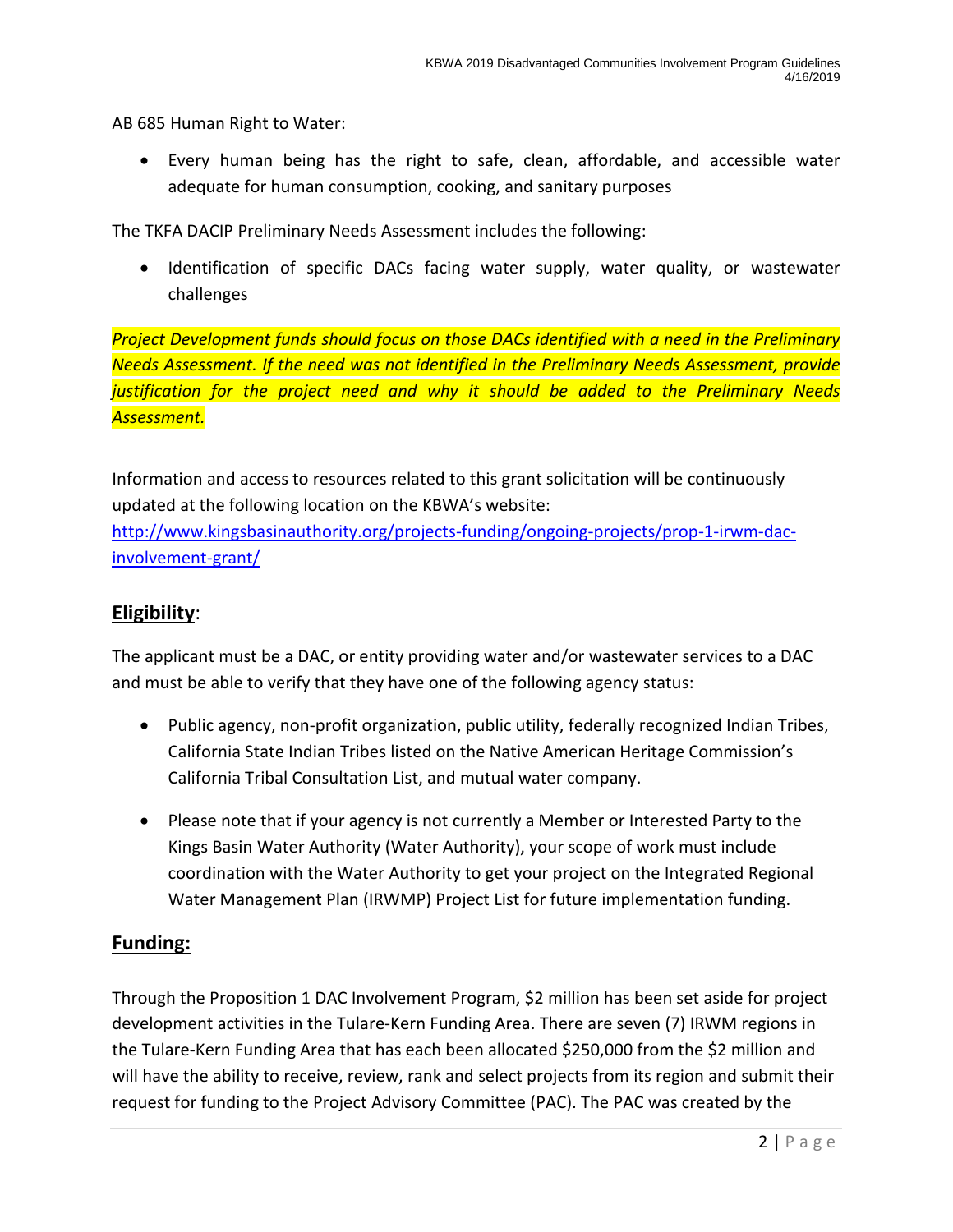AB 685 Human Right to Water:

- Every human being has the right to safe, clean, affordable, and accessible water adequate for human consumption, cooking, and sanitary purposes

The TKFA DACIP Preliminary Needs Assessment includes the following:

- Identification of specific DACs facing water supply, water quality, or wastewater challenges

*Project Development funds should focus on those DACs identified with a need in the Preliminary Needs Assessment. If the need was not identified in the Preliminary Needs Assessment, provide justification for the project need and why it should be added to the Preliminary Needs Assessment.*

Information and access to resources related to this grant solicitation will be continuously updated at the following location on the KBWA's website:
http://www.kingsbasinauthority.org/projects-funding/ongoing-projects/prop-1-irwm-dac-involvement-grant/

## Eligibility:

The applicant must be a DAC, or entity providing water and/or wastewater services to a DAC and must be able to verify that they have one of the following agency status:

- Public agency, non-profit organization, public utility, federally recognized Indian Tribes, California State Indian Tribes listed on the Native American Heritage Commission's California Tribal Consultation List, and mutual water company.

- Please note that if your agency is not currently a Member or Interested Party to the Kings Basin Water Authority (Water Authority), your scope of work must include coordination with the Water Authority to get your project on the Integrated Regional Water Management Plan (IRWMP) Project List for future implementation funding.

## Funding:

Through the Proposition 1 DAC Involvement Program, $2 million has been set aside for project development activities in the Tulare-Kern Funding Area. There are seven (7) IRWM regions in the Tulare-Kern Funding Area that has each been allocated $250,000 from the $2 million and will have the ability to receive, review, rank and select projects from its region and submit their request for funding to the Project Advisory Committee (PAC). The PAC was created by the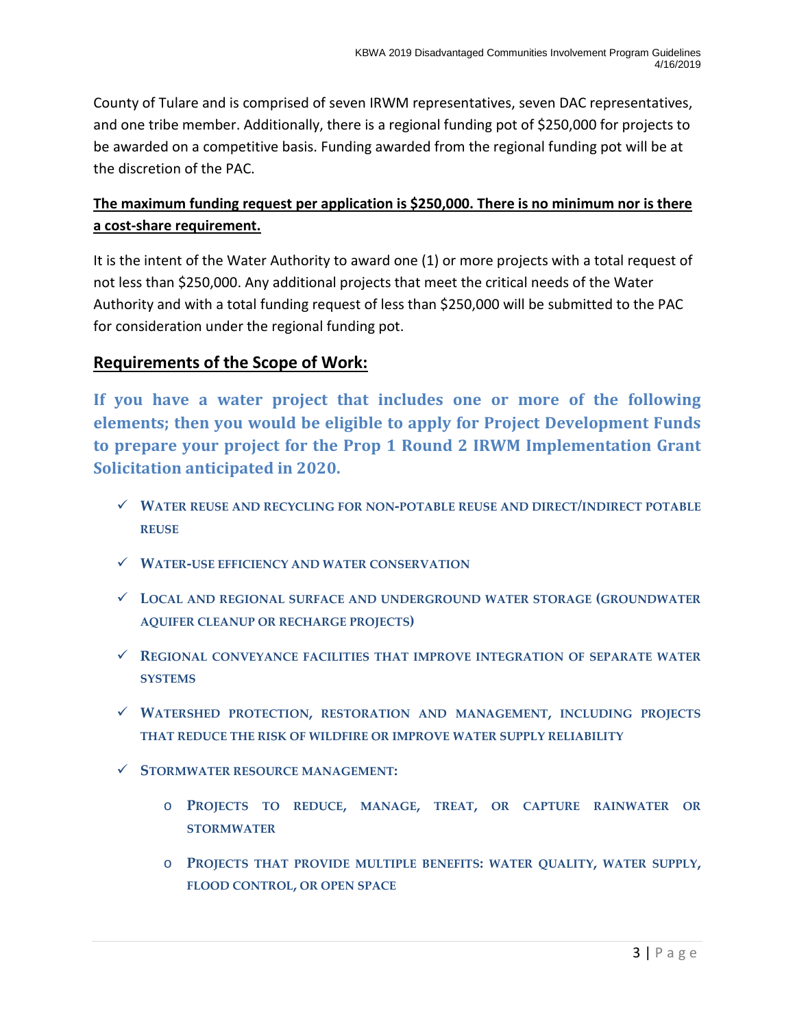County of Tulare and is comprised of seven IRWM representatives, seven DAC representatives, and one tribe member. Additionally, there is a regional funding pot of $250,000 for projects to be awarded on a competitive basis. Funding awarded from the regional funding pot will be at the discretion of the PAC.

**The maximum funding request per application is $250,000. There is no minimum nor is there a cost-share requirement.**

It is the intent of the Water Authority to award one (1) or more projects with a total request of not less than $250,000. Any additional projects that meet the critical needs of the Water Authority and with a total funding request of less than $250,000 will be submitted to the PAC for consideration under the regional funding pot.

## Requirements of the Scope of Work:

**If you have a water project that includes one or more of the following elements; then you would be eligible to apply for Project Development Funds to prepare your project for the Prop 1 Round 2 IRWM Implementation Grant Solicitation anticipated in 2020.**

- ✓ **WATER REUSE AND RECYCLING FOR NON-POTABLE REUSE AND DIRECT/INDIRECT POTABLE REUSE**
- ✓ **WATER-USE EFFICIENCY AND WATER CONSERVATION**
- ✓ **LOCAL AND REGIONAL SURFACE AND UNDERGROUND WATER STORAGE (GROUNDWATER AQUIFER CLEANUP OR RECHARGE PROJECTS)**
- ✓ **REGIONAL CONVEYANCE FACILITIES THAT IMPROVE INTEGRATION OF SEPARATE WATER SYSTEMS**
- ✓ **WATERSHED PROTECTION, RESTORATION AND MANAGEMENT, INCLUDING PROJECTS THAT REDUCE THE RISK OF WILDFIRE OR IMPROVE WATER SUPPLY RELIABILITY**
- ✓ **STORMWATER RESOURCE MANAGEMENT:**
  - **PROJECTS TO REDUCE, MANAGE, TREAT, OR CAPTURE RAINWATER OR STORMWATER**
  - **PROJECTS THAT PROVIDE MULTIPLE BENEFITS: WATER QUALITY, WATER SUPPLY, FLOOD CONTROL, OR OPEN SPACE**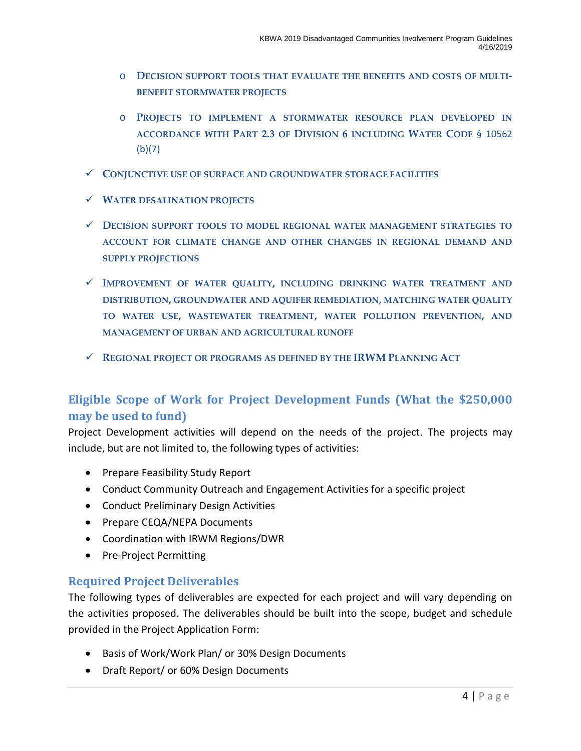- Decision support tools that evaluate the benefits and costs of multi-benefit stormwater projects
- Projects to implement a stormwater resource plan developed in accordance with Part 2.3 of Division 6 including Water Code § 10562 (b)(7)

- ✓ Conjunctive use of surface and groundwater storage facilities
- ✓ Water desalination projects
- ✓ Decision support tools to model regional water management strategies to account for climate change and other changes in regional demand and supply projections
- ✓ Improvement of water quality, including drinking water treatment and distribution, groundwater and aquifer remediation, matching water quality to water use, wastewater treatment, water pollution prevention, and management of urban and agricultural runoff
- ✓ Regional project or programs as defined by the IRWM Planning Act

## Eligible Scope of Work for Project Development Funds (What the $250,000 may be used to fund)

Project Development activities will depend on the needs of the project. The projects may include, but are not limited to, the following types of activities:

- Prepare Feasibility Study Report
- Conduct Community Outreach and Engagement Activities for a specific project
- Conduct Preliminary Design Activities
- Prepare CEQA/NEPA Documents
- Coordination with IRWM Regions/DWR
- Pre-Project Permitting

## Required Project Deliverables

The following types of deliverables are expected for each project and will vary depending on the activities proposed. The deliverables should be built into the scope, budget and schedule provided in the Project Application Form:

- Basis of Work/Work Plan/ or 30% Design Documents
- Draft Report/ or 60% Design Documents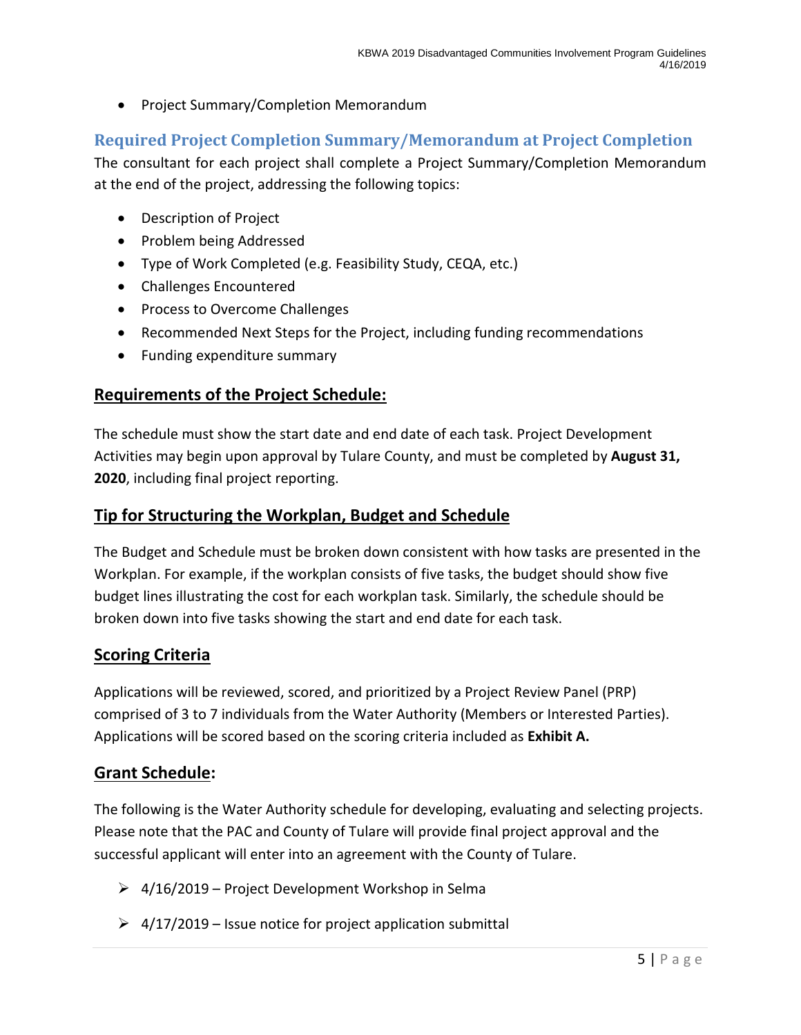- Project Summary/Completion Memorandum

### Required Project Completion Summary/Memorandum at Project Completion

The consultant for each project shall complete a Project Summary/Completion Memorandum at the end of the project, addressing the following topics:

- Description of Project
- Problem being Addressed
- Type of Work Completed (e.g. Feasibility Study, CEQA, etc.)
- Challenges Encountered
- Process to Overcome Challenges
- Recommended Next Steps for the Project, including funding recommendations
- Funding expenditure summary

## Requirements of the Project Schedule:

The schedule must show the start date and end date of each task. Project Development Activities may begin upon approval by Tulare County, and must be completed by **August 31, 2020**, including final project reporting.

## Tip for Structuring the Workplan, Budget and Schedule

The Budget and Schedule must be broken down consistent with how tasks are presented in the Workplan. For example, if the workplan consists of five tasks, the budget should show five budget lines illustrating the cost for each workplan task. Similarly, the schedule should be broken down into five tasks showing the start and end date for each task.

## Scoring Criteria

Applications will be reviewed, scored, and prioritized by a Project Review Panel (PRP) comprised of 3 to 7 individuals from the Water Authority (Members or Interested Parties). Applications will be scored based on the scoring criteria included as **Exhibit A.**

## Grant Schedule:

The following is the Water Authority schedule for developing, evaluating and selecting projects. Please note that the PAC and County of Tulare will provide final project approval and the successful applicant will enter into an agreement with the County of Tulare.

- 4/16/2019 – Project Development Workshop in Selma
- 4/17/2019 – Issue notice for project application submittal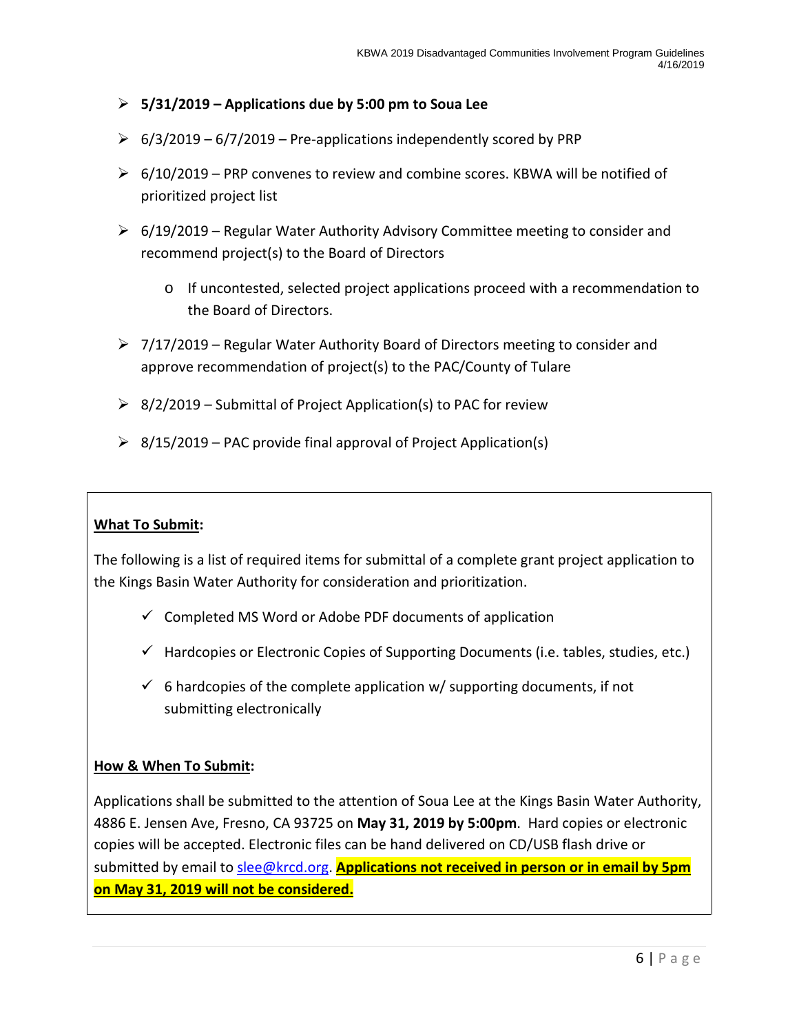- **5/31/2019 – Applications due by 5:00 pm to Soua Lee**
- 6/3/2019 – 6/7/2019 – Pre-applications independently scored by PRP
- 6/10/2019 – PRP convenes to review and combine scores. KBWA will be notified of prioritized project list
- 6/19/2019 – Regular Water Authority Advisory Committee meeting to consider and recommend project(s) to the Board of Directors
  - If uncontested, selected project applications proceed with a recommendation to the Board of Directors.
- 7/17/2019 – Regular Water Authority Board of Directors meeting to consider and approve recommendation of project(s) to the PAC/County of Tulare
- 8/2/2019 – Submittal of Project Application(s) to PAC for review
- 8/15/2019 – PAC provide final approval of Project Application(s)

**What To Submit:**

The following is a list of required items for submittal of a complete grant project application to the Kings Basin Water Authority for consideration and prioritization.

- ✓ Completed MS Word or Adobe PDF documents of application
- ✓ Hardcopies or Electronic Copies of Supporting Documents (i.e. tables, studies, etc.)
- ✓ 6 hardcopies of the complete application w/ supporting documents, if not submitting electronically

**How & When To Submit:**

Applications shall be submitted to the attention of Soua Lee at the Kings Basin Water Authority, 4886 E. Jensen Ave, Fresno, CA 93725 on **May 31, 2019 by 5:00pm**. Hard copies or electronic copies will be accepted. Electronic files can be hand delivered on CD/USB flash drive or submitted by email to slee@krcd.org. **Applications not received in person or in email by 5pm on May 31, 2019 will not be considered.**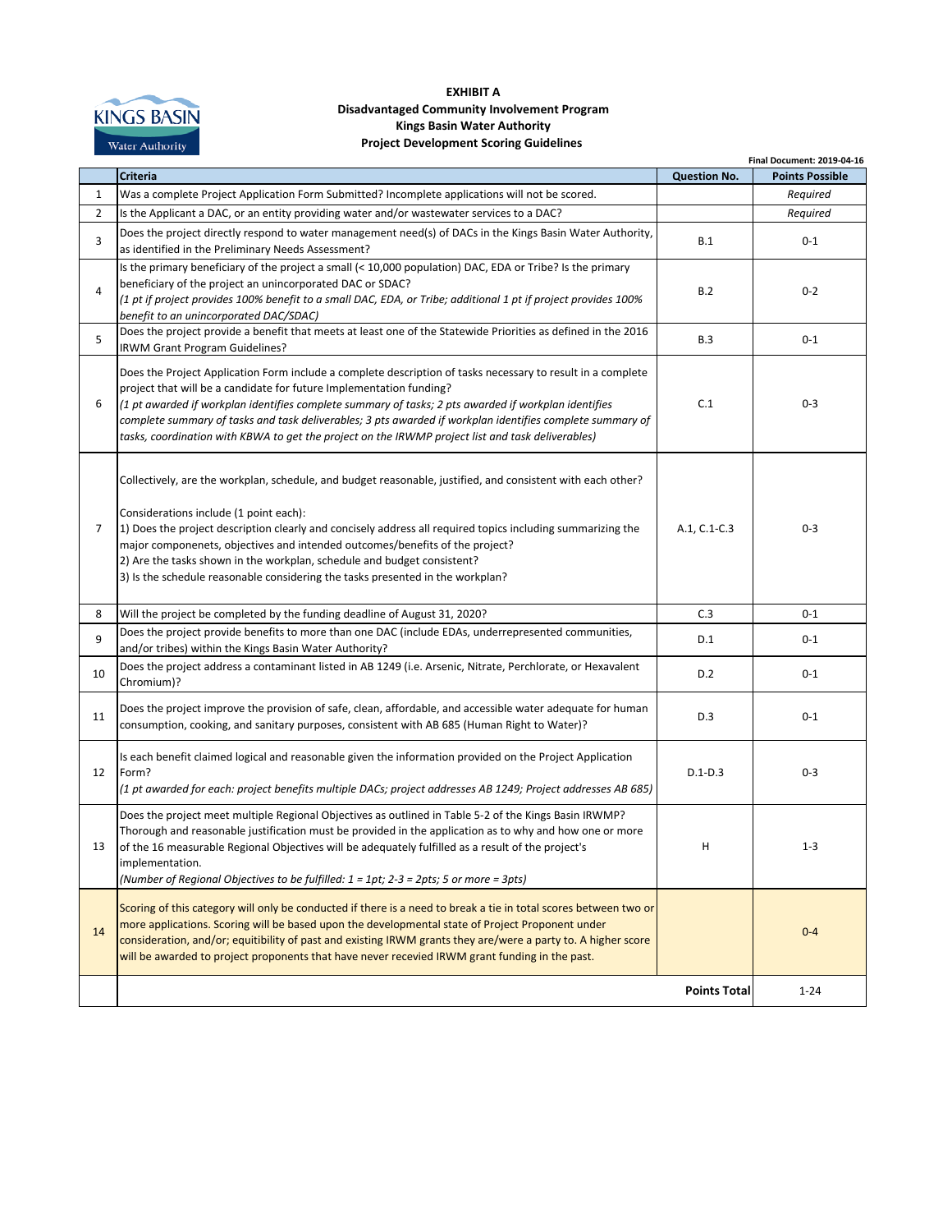KINGS BASIN Water Authority

# EXHIBIT A
## Disadvantaged Community Involvement Program
## Kings Basin Water Authority
## Project Development Scoring Guidelines

Final Document: 2019-04-16

| | Criteria | Question No. | Points Possible |
|---|---|---|---|
| 1 | Was a complete Project Application Form Submitted? Incomplete applications will not be scored. | | *Required* |
| 2 | Is the Applicant a DAC, or an entity providing water and/or wastewater services to a DAC? | | *Required* |
| 3 | Does the project directly respond to water management need(s) of DACs in the Kings Basin Water Authority, as identified in the Preliminary Needs Assessment? | B.1 | 0-1 |
| 4 | Is the primary beneficiary of the project a small (< 10,000 population) DAC, EDA or Tribe? Is the primary beneficiary of the project an unincorporated DAC or SDAC? *(1 pt if project provides 100% benefit to a small DAC, EDA, or Tribe; additional 1 pt if project provides 100% benefit to an unincorporated DAC/SDAC)* | B.2 | 0-2 |
| 5 | Does the project provide a benefit that meets at least one of the Statewide Priorities as defined in the 2016 IRWM Grant Program Guidelines? | B.3 | 0-1 |
| 6 | Does the Project Application Form include a complete description of tasks necessary to result in a complete project that will be a candidate for future Implementation funding? *(1 pt awarded if workplan identifies complete summary of tasks; 2 pts awarded if workplan identifies complete summary of tasks and task deliverables; 3 pts awarded if workplan identifies complete summary of tasks, coordination with KBWA to get the project on the IRWMP project list and task deliverables)* | C.1 | 0-3 |
| 7 | Collectively, are the workplan, schedule, and budget reasonable, justified, and consistent with each other?<br><br>Considerations include (1 point each):<br>1) Does the project description clearly and concisely address all required topics including summarizing the major componenets, objectives and intended outcomes/benefits of the project?<br>2) Are the tasks shown in the workplan, schedule and budget consistent?<br>3) Is the schedule reasonable considering the tasks presented in the workplan? | A.1, C.1-C.3 | 0-3 |
| 8 | Will the project be completed by the funding deadline of August 31, 2020? | C.3 | 0-1 |
| 9 | Does the project provide benefits to more than one DAC (include EDAs, underrepresented communities, and/or tribes) within the Kings Basin Water Authority? | D.1 | 0-1 |
| 10 | Does the project address a contaminant listed in AB 1249 (i.e. Arsenic, Nitrate, Perchlorate, or Hexavalent Chromium)? | D.2 | 0-1 |
| 11 | Does the project improve the provision of safe, clean, affordable, and accessible water adequate for human consumption, cooking, and sanitary purposes, consistent with AB 685 (Human Right to Water)? | D.3 | 0-1 |
| 12 | Is each benefit claimed logical and reasonable given the information provided on the Project Application Form? *(1 pt awarded for each: project benefits multiple DACs; project addresses AB 1249; Project addresses AB 685)* | D.1-D.3 | 0-3 |
| 13 | Does the project meet multiple Regional Objectives as outlined in Table 5-2 of the Kings Basin IRWMP? Thorough and reasonable justification must be provided in the application as to why and how one or more of the 16 measurable Regional Objectives will be adequately fulfilled as a result of the project's implementation. *(Number of Regional Objectives to be fulfilled: 1 = 1pt; 2-3 = 2pts; 5 or more = 3pts)* | H | 1-3 |
| 14 | Scoring of this category will only be conducted if there is a need to break a tie in total scores between two or more applications. Scoring will be based upon the developmental state of Project Proponent under consideration, and/or; equitibility of past and existing IRWM grants they are/were a party to. A higher score will be awarded to project proponents that have never recevied IRWM grant funding in the past. | | 0-4 |
| | | **Points Total** | 1-24 |